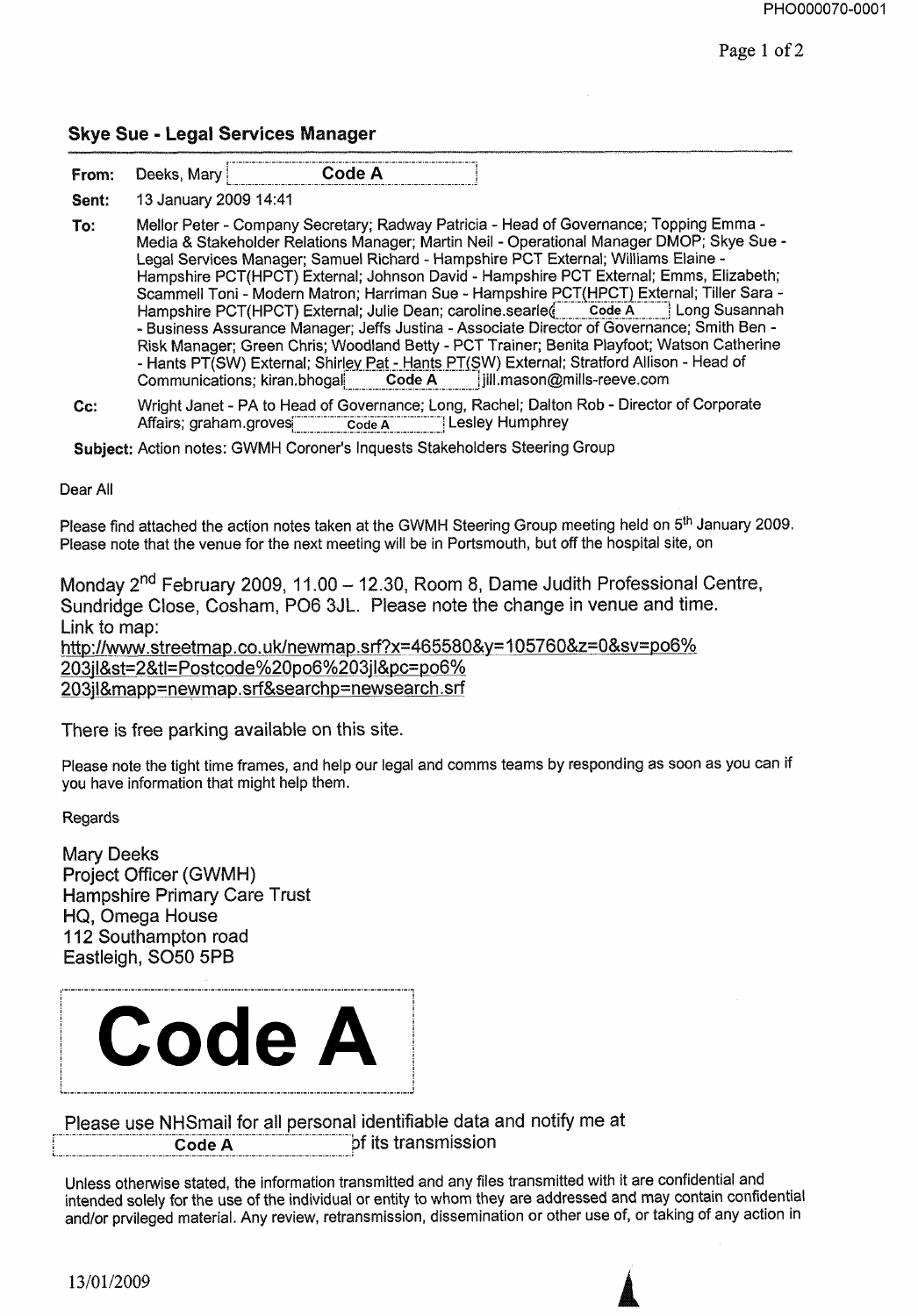## Skye Sue - Legal Services Manager

**From:** Deeks, Mary Code A

**Sent:** 13 January 2009 14:41

**To:** Mellor Peter - Company Secretary; Radway Patricia - Head of Governance; Topping Emma - Media & Stakeholder Relations Manager; Martin Neil - Operational Manager DMOP; Skye Sue - Legal Services Manager; Samuel Richard - Hampshire PCT External; Williams Elaine - Hampshire PCT(HPCT) External; Johnson David - Hampshire PCT External; Emms, Elizabeth; Scammell Toni - Modern Matron; Harriman Sue - Hampshire PCT(HPCT) External; Tiller Sara - Hampshire PCT(HPCT) External; Julie Dean; caroline.searle( Code A Long Susannah - Business Assurance Manager; Jeffs Justina - Associate Director of Governance; Smith Ben - Risk Manager; Green Chris; Woodland Betty - PCT Trainer; Benita Playfoot; Watson Catherine - Hants PT(SW) External; Shirley Pat - Hants PT(SW) External; Stratford Allison - Head of Communications; kiran.bhogal Code A jill.mason@mills-reeve.com

**Cc:** Wright Janet - PA to Head of Governance; Long, Rachel; Dalton Rob - Director of Corporate Affairs; graham.groves Code A Lesley Humphrey

**Subject:** Action notes: GWMH Coroner's Inquests Stakeholders Steering Group

Dear All

Please find attached the action notes taken at the GWMH Steering Group meeting held on 5th January 2009. Please note that the venue for the next meeting will be in Portsmouth, but off the hospital site, on

Monday 2nd February 2009, 11.00 – 12.30, Room 8, Dame Judith Professional Centre, Sundridge Close, Cosham, PO6 3JL. Please note the change in venue and time.
Link to map:
http://www.streetmap.co.uk/newmap.srf?x=465580&y=105760&z=0&sv=po6%203jl&st=2&tl=Postcode%20po6%203jl&pc=po6%203jl&mapp=newmap.srf&searchp=newsearch.srf

There is free parking available on this site.

Please note the tight time frames, and help our legal and comms teams by responding as soon as you can if you have information that might help them.

Regards

Mary Deeks
Project Officer (GWMH)
Hampshire Primary Care Trust
HQ, Omega House
112 Southampton road
Eastleigh, SO50 5PB

**Code A**

Please use NHSmail for all personal identifiable data and notify me at Code A of its transmission

Unless otherwise stated, the information transmitted and any files transmitted with it are confidential and intended solely for the use of the individual or entity to whom they are addressed and may contain confidential and/or prvileged material. Any review, retransmission, dissemination or other use of, or taking of any action in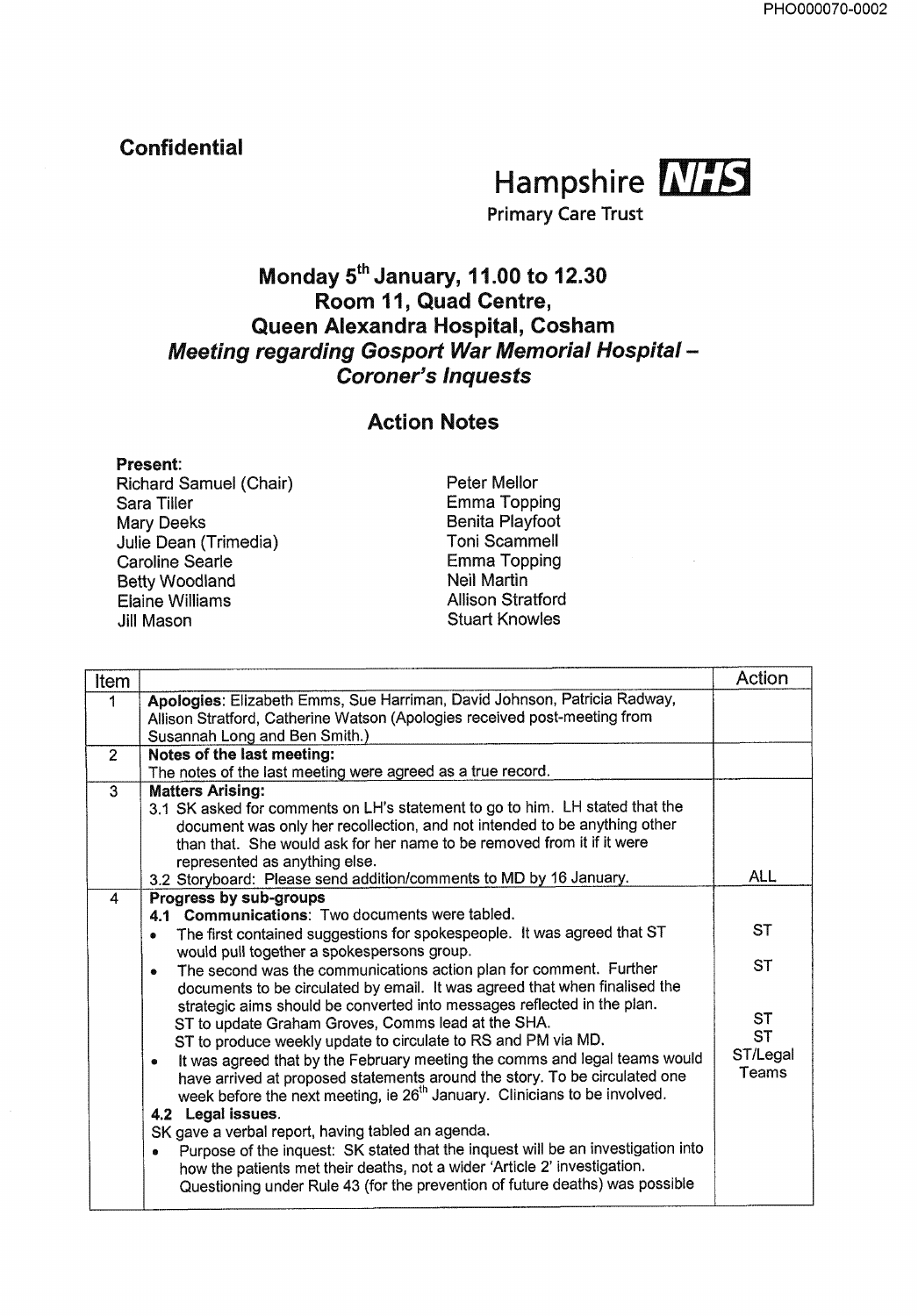**Confidential**

Hampshire NHS
Primary Care Trust

## Monday 5th January, 11.00 to 12.30
## Room 11, Quad Centre,
## Queen Alexandra Hospital, Cosham
## *Meeting regarding Gosport War Memorial Hospital – Coroner's Inquests*

### Action Notes

**Present:**

Richard Samuel (Chair)
Sara Tiller
Mary Deeks
Julie Dean (Trimedia)
Caroline Searle
Betty Woodland
Elaine Williams
Jill Mason
Peter Mellor
Emma Topping
Benita Playfoot
Toni Scammell
Emma Topping
Neil Martin
Allison Stratford
Stuart Knowles

| Item | | Action |
|---|---|---|
| 1 | **Apologies:** Elizabeth Emms, Sue Harriman, David Johnson, Patricia Radway, Allison Stratford, Catherine Watson (Apologies received post-meeting from Susannah Long and Ben Smith.) | |
| 2 | **Notes of the last meeting:**<br>The notes of the last meeting were agreed as a true record. | |
| 3 | **Matters Arising:**<br>3.1 SK asked for comments on LH's statement to go to him. LH stated that the document was only her recollection, and not intended to be anything other than that. She would ask for her name to be removed from it if it were represented as anything else.<br>3.2 Storyboard: Please send addition/comments to MD by 16 January. | ALL |
| 4 | **Progress by sub-groups**<br>**4.1 Communications**: Two documents were tabled.<br>• The first contained suggestions for spokespeople. It was agreed that ST would pull together a spokespersons group.<br>• The second was the communications action plan for comment. Further documents to be circulated by email. It was agreed that when finalised the strategic aims should be converted into messages reflected in the plan.<br>ST to update Graham Groves, Comms lead at the SHA.<br>ST to produce weekly update to circulate to RS and PM via MD.<br>• It was agreed that by the February meeting the comms and legal teams would have arrived at proposed statements around the story. To be circulated one week before the next meeting, ie 26th January. Clinicians to be involved.<br>**4.2 Legal issues**.<br>SK gave a verbal report, having tabled an agenda.<br>• Purpose of the inquest: SK stated that the inquest will be an investigation into how the patients met their deaths, not a wider 'Article 2' investigation. Questioning under Rule 43 (for the prevention of future deaths) was possible | ST<br><br>ST<br><br>ST<br>ST<br>ST/Legal Teams |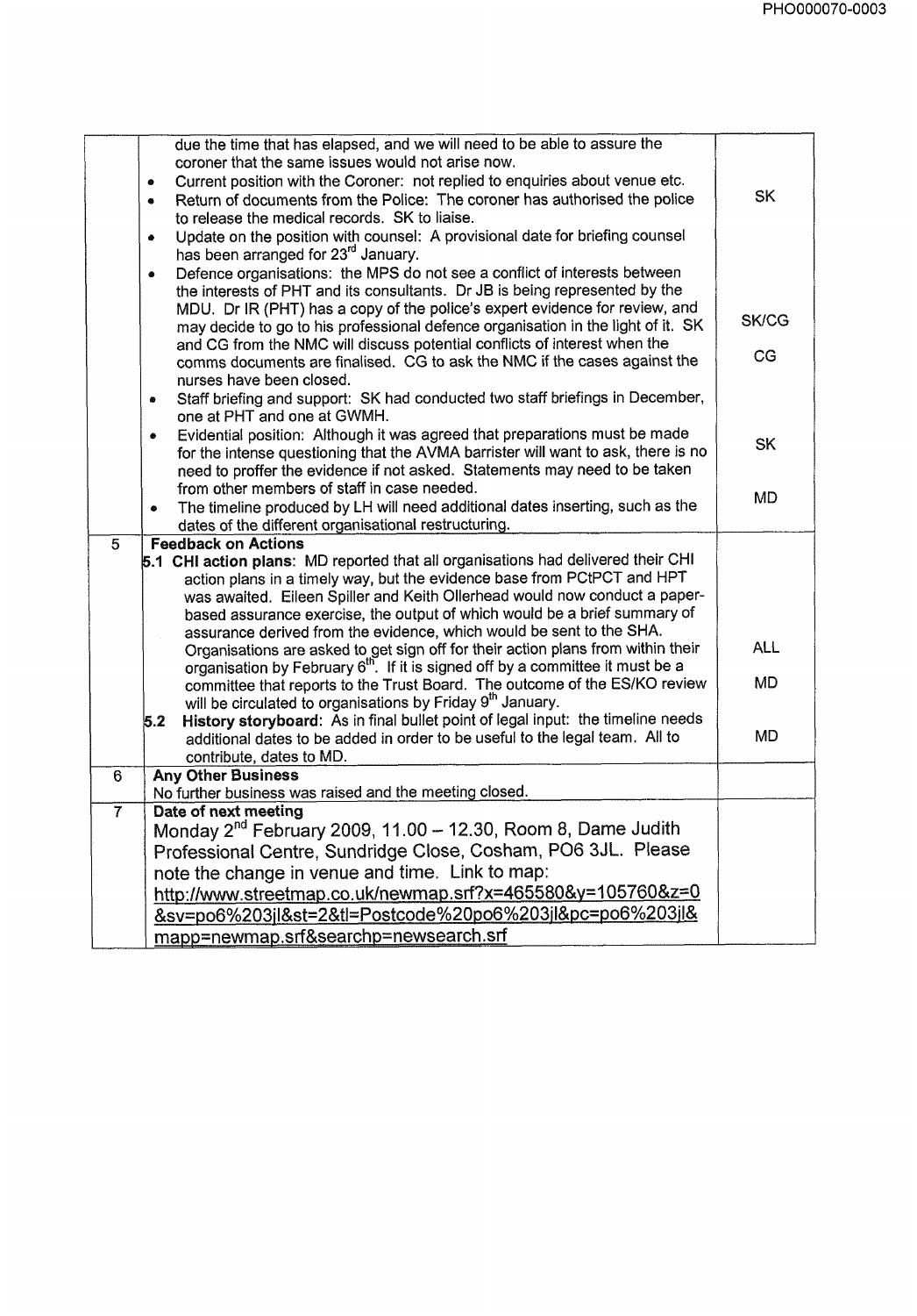| | | |
|---|---|---|
| | due the time that has elapsed, and we will need to be able to assure the coroner that the same issues would not arise now.<br>• Current position with the Coroner: not replied to enquiries about venue etc.<br>• Return of documents from the Police: The coroner has authorised the police to release the medical records. SK to liaise.<br>• Update on the position with counsel: A provisional date for briefing counsel has been arranged for 23rd January.<br>• Defence organisations: the MPS do not see a conflict of interests between the interests of PHT and its consultants. Dr JB is being represented by the MDU. Dr IR (PHT) has a copy of the police's expert evidence for review, and may decide to go to his professional defence organisation in the light of it. SK and CG from the NMC will discuss potential conflicts of interest when the comms documents are finalised. CG to ask the NMC if the cases against the nurses have been closed.<br>• Staff briefing and support: SK had conducted two staff briefings in December, one at PHT and one at GWMH.<br>• Evidential position: Although it was agreed that preparations must be made for the intense questioning that the AVMA barrister will want to ask, there is no need to proffer the evidence if not asked. Statements may need to be taken from other members of staff in case needed.<br>• The timeline produced by LH will need additional dates inserting, such as the dates of the different organisational restructuring. | SK<br><br>SK/CG<br><br>CG<br><br>SK<br><br>MD |
| 5 | **Feedback on Actions**<br>**5.1 CHI action plans**: MD reported that all organisations had delivered their CHI action plans in a timely way, but the evidence base from PCtPCT and HPT was awaited. Eileen Spiller and Keith Ollerhead would now conduct a paper-based assurance exercise, the output of which would be a brief summary of assurance derived from the evidence, which would be sent to the SHA. Organisations are asked to get sign off for their action plans from within their organisation by February 6th. If it is signed off by a committee it must be a committee that reports to the Trust Board. The outcome of the ES/KO review will be circulated to organisations by Friday 9th January.<br>**5.2 History storyboard**: As in final bullet point of legal input: the timeline needs additional dates to be added in order to be useful to the legal team. All to contribute, dates to MD. | ALL<br><br>MD<br><br>MD |
| 6 | **Any Other Business**<br>No further business was raised and the meeting closed. | |
| 7 | **Date of next meeting**<br>Monday 2nd February 2009, 11.00 – 12.30, Room 8, Dame Judith Professional Centre, Sundridge Close, Cosham, PO6 3JL. Please note the change in venue and time. Link to map: http://www.streetmap.co.uk/newmap.srf?x=465580&y=105760&z=0&sv=po6%203jl&st=2&tl=Postcode%20po6%203jl&pc=po6%203jl&mapp=newmap.srf&searchp=newsearch.srf | |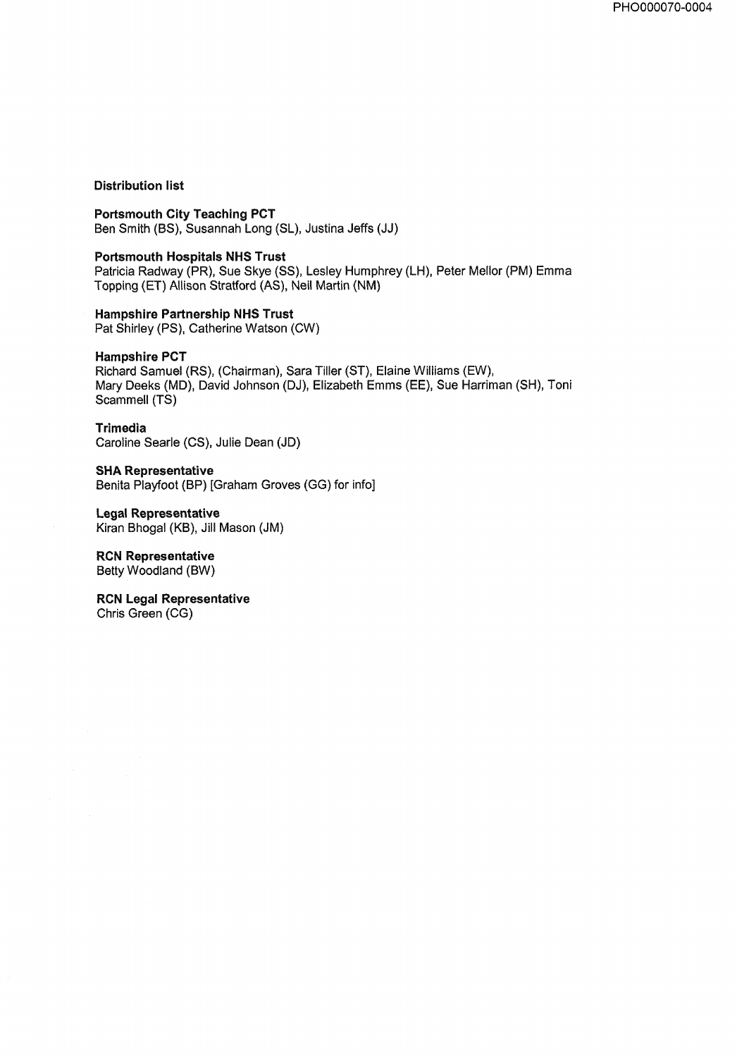**Distribution list**

**Portsmouth City Teaching PCT**
Ben Smith (BS), Susannah Long (SL), Justina Jeffs (JJ)

**Portsmouth Hospitals NHS Trust**
Patricia Radway (PR), Sue Skye (SS), Lesley Humphrey (LH), Peter Mellor (PM) Emma Topping (ET) Allison Stratford (AS), Neil Martin (NM)

**Hampshire Partnership NHS Trust**
Pat Shirley (PS), Catherine Watson (CW)

**Hampshire PCT**
Richard Samuel (RS), (Chairman), Sara Tiller (ST), Elaine Williams (EW), Mary Deeks (MD), David Johnson (DJ), Elizabeth Emms (EE), Sue Harriman (SH), Toni Scammell (TS)

**Trimedia**
Caroline Searle (CS), Julie Dean (JD)

**SHA Representative**
Benita Playfoot (BP) [Graham Groves (GG) for info]

**Legal Representative**
Kiran Bhogal (KB), Jill Mason (JM)

**RCN Representative**
Betty Woodland (BW)

**RCN Legal Representative**
Chris Green (CG)